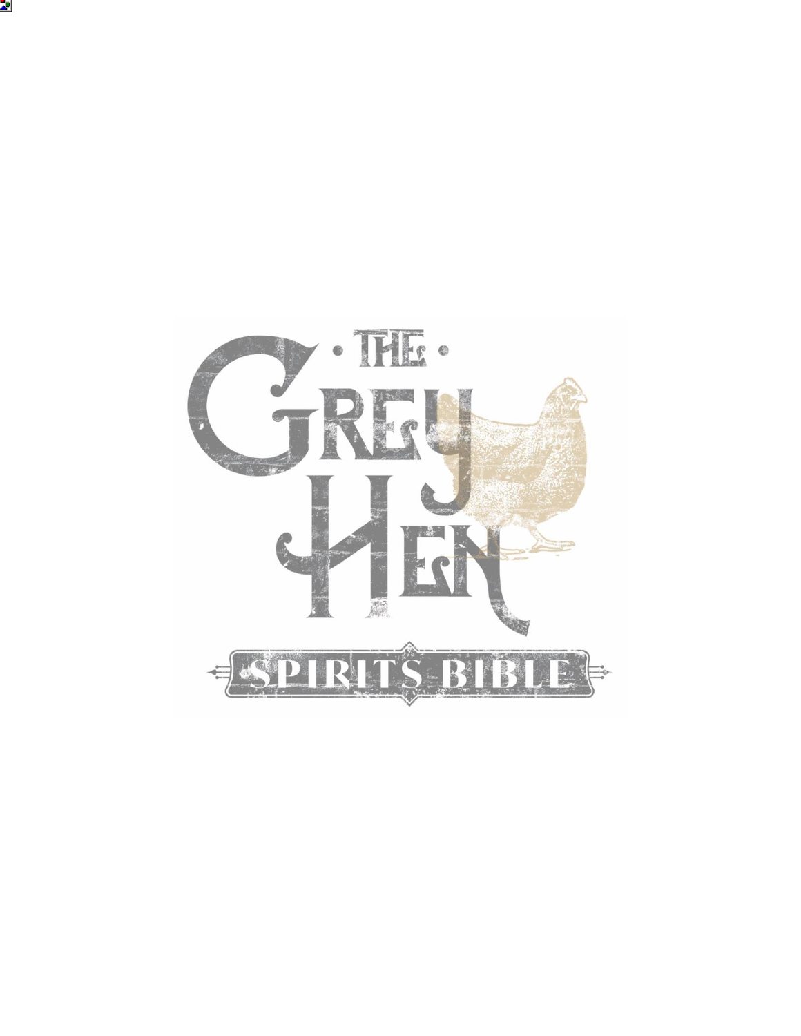# THE GREY HEN

## SPIRITS BIBLE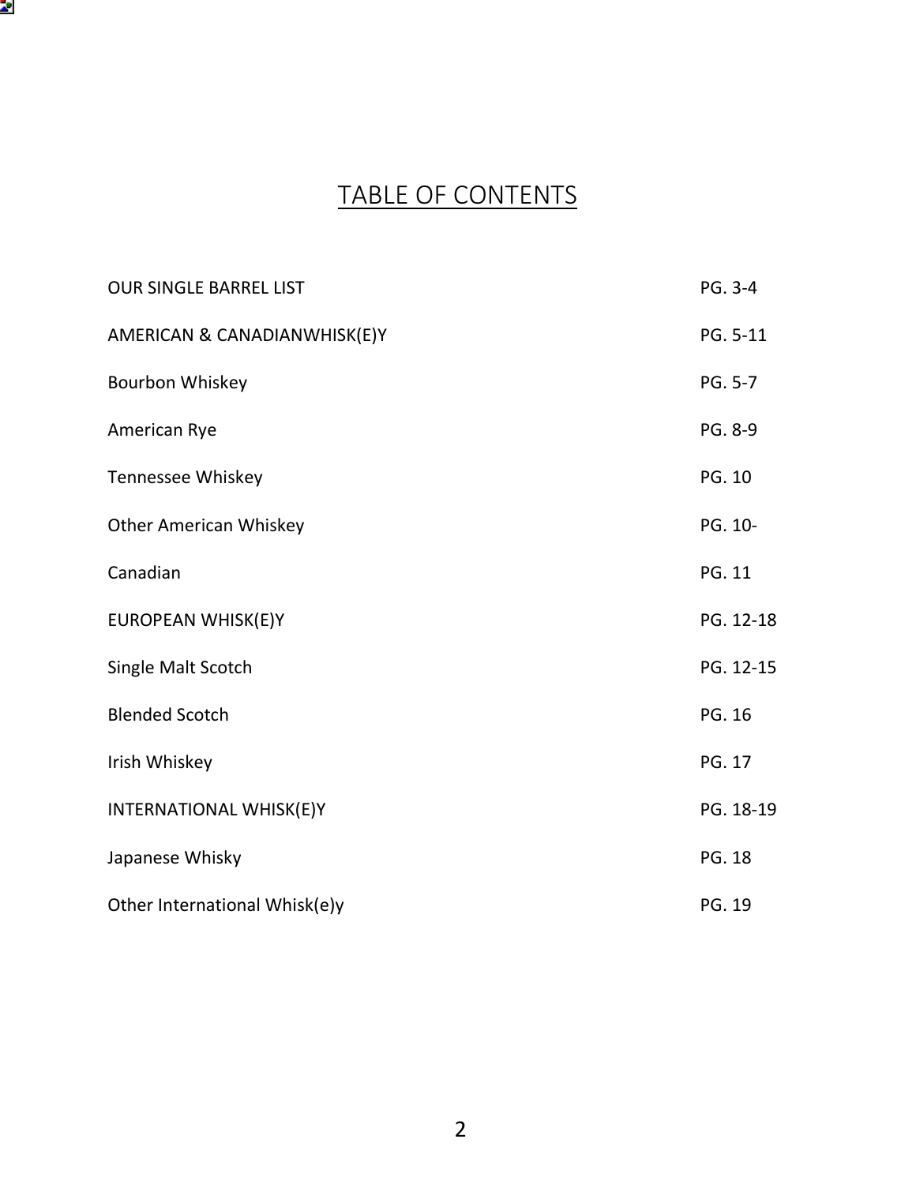# TABLE OF CONTENTS

| | |
|---|---|
| OUR SINGLE BARREL LIST | PG. 3-4 |
| AMERICAN & CANADIANWHISK(E)Y | PG. 5-11 |
| Bourbon Whiskey | PG. 5-7 |
| American Rye | PG. 8-9 |
| Tennessee Whiskey | PG. 10 |
| Other American Whiskey | PG. 10- |
| Canadian | PG. 11 |
| EUROPEAN WHISK(E)Y | PG. 12-18 |
| Single Malt Scotch | PG. 12-15 |
| Blended Scotch | PG. 16 |
| Irish Whiskey | PG. 17 |
| INTERNATIONAL WHISK(E)Y | PG. 18-19 |
| Japanese Whisky | PG. 18 |
| Other International Whisk(e)y | PG. 19 |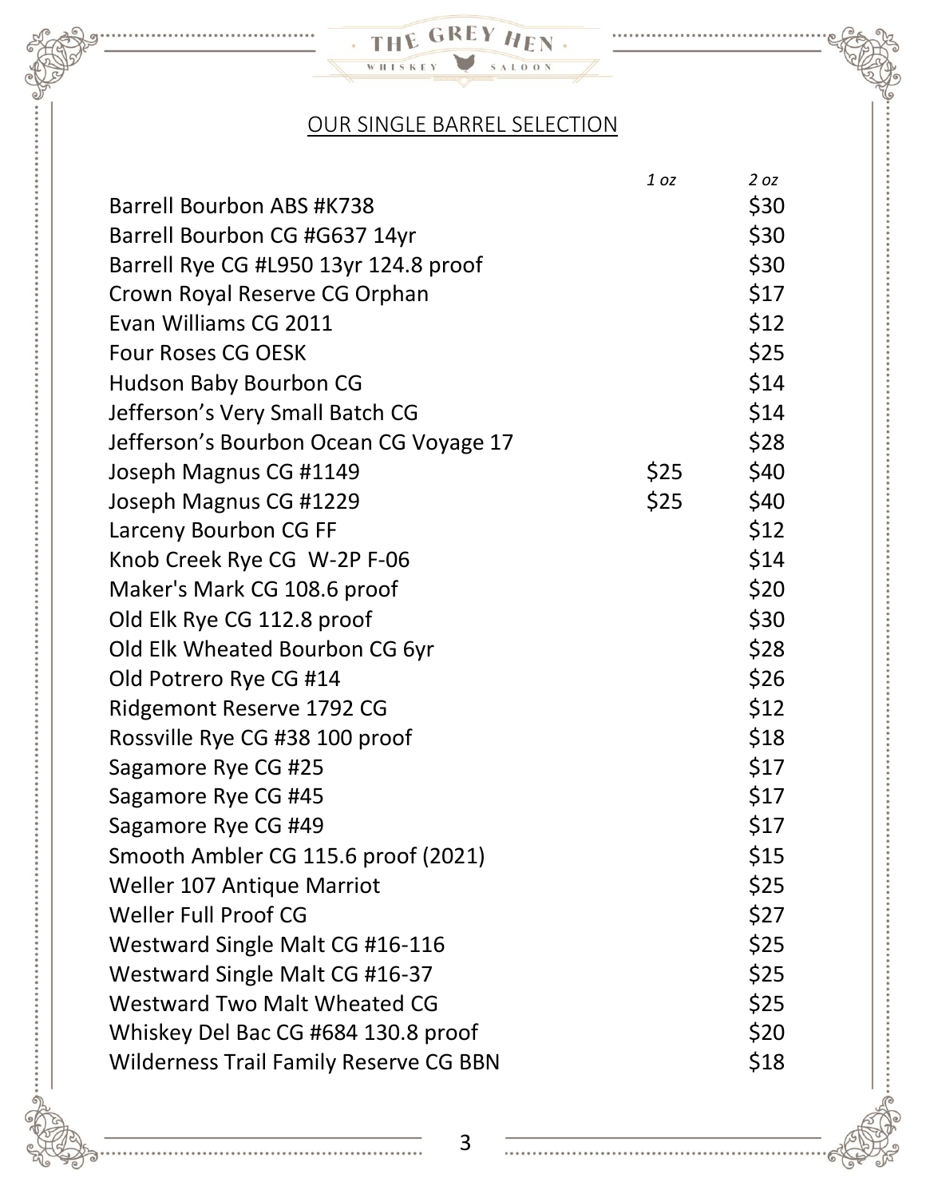## OUR SINGLE BARREL SELECTION

| | *1 oz* | *2 oz* |
|---|---|---|
| Barrell Bourbon ABS #K738 | | $30 |
| Barrell Bourbon CG #G637 14yr | | $30 |
| Barrell Rye CG #L950 13yr 124.8 proof | | $30 |
| Crown Royal Reserve CG Orphan | | $17 |
| Evan Williams CG 2011 | | $12 |
| Four Roses CG OESK | | $25 |
| Hudson Baby Bourbon CG | | $14 |
| Jefferson's Very Small Batch CG | | $14 |
| Jefferson's Bourbon Ocean CG Voyage 17 | | $28 |
| Joseph Magnus CG #1149 | $25 | $40 |
| Joseph Magnus CG #1229 | $25 | $40 |
| Larceny Bourbon CG FF | | $12 |
| Knob Creek Rye CG W-2P F-06 | | $14 |
| Maker's Mark CG 108.6 proof | | $20 |
| Old Elk Rye CG 112.8 proof | | $30 |
| Old Elk Wheated Bourbon CG 6yr | | $28 |
| Old Potrero Rye CG #14 | | $26 |
| Ridgemont Reserve 1792 CG | | $12 |
| Rossville Rye CG #38 100 proof | | $18 |
| Sagamore Rye CG #25 | | $17 |
| Sagamore Rye CG #45 | | $17 |
| Sagamore Rye CG #49 | | $17 |
| Smooth Ambler CG 115.6 proof (2021) | | $15 |
| Weller 107 Antique Marriot | | $25 |
| Weller Full Proof CG | | $27 |
| Westward Single Malt CG #16-116 | | $25 |
| Westward Single Malt CG #16-37 | | $25 |
| Westward Two Malt Wheated CG | | $25 |
| Whiskey Del Bac CG #684 130.8 proof | | $20 |
| Wilderness Trail Family Reserve CG BBN | | $18 |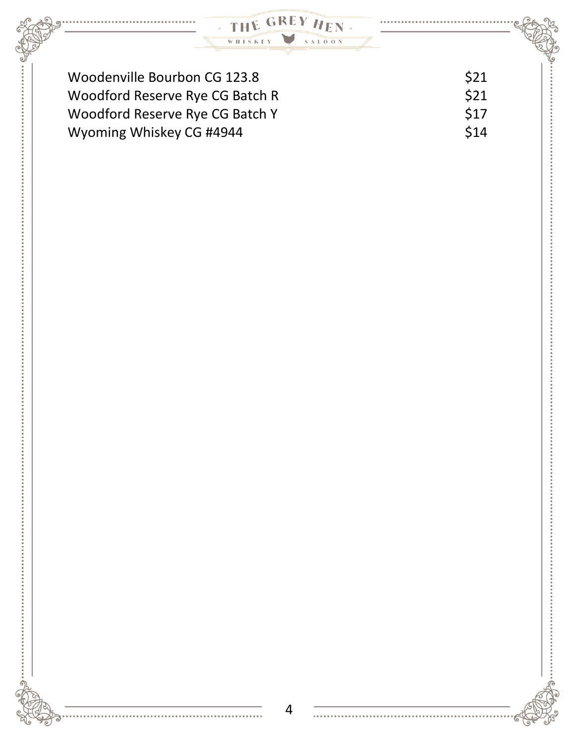| | |
|---|---|
| Woodenville Bourbon CG 123.8 | $21 |
| Woodford Reserve Rye CG Batch R | $21 |
| Woodford Reserve Rye CG Batch Y | $17 |
| Wyoming Whiskey CG #4944 | $14 |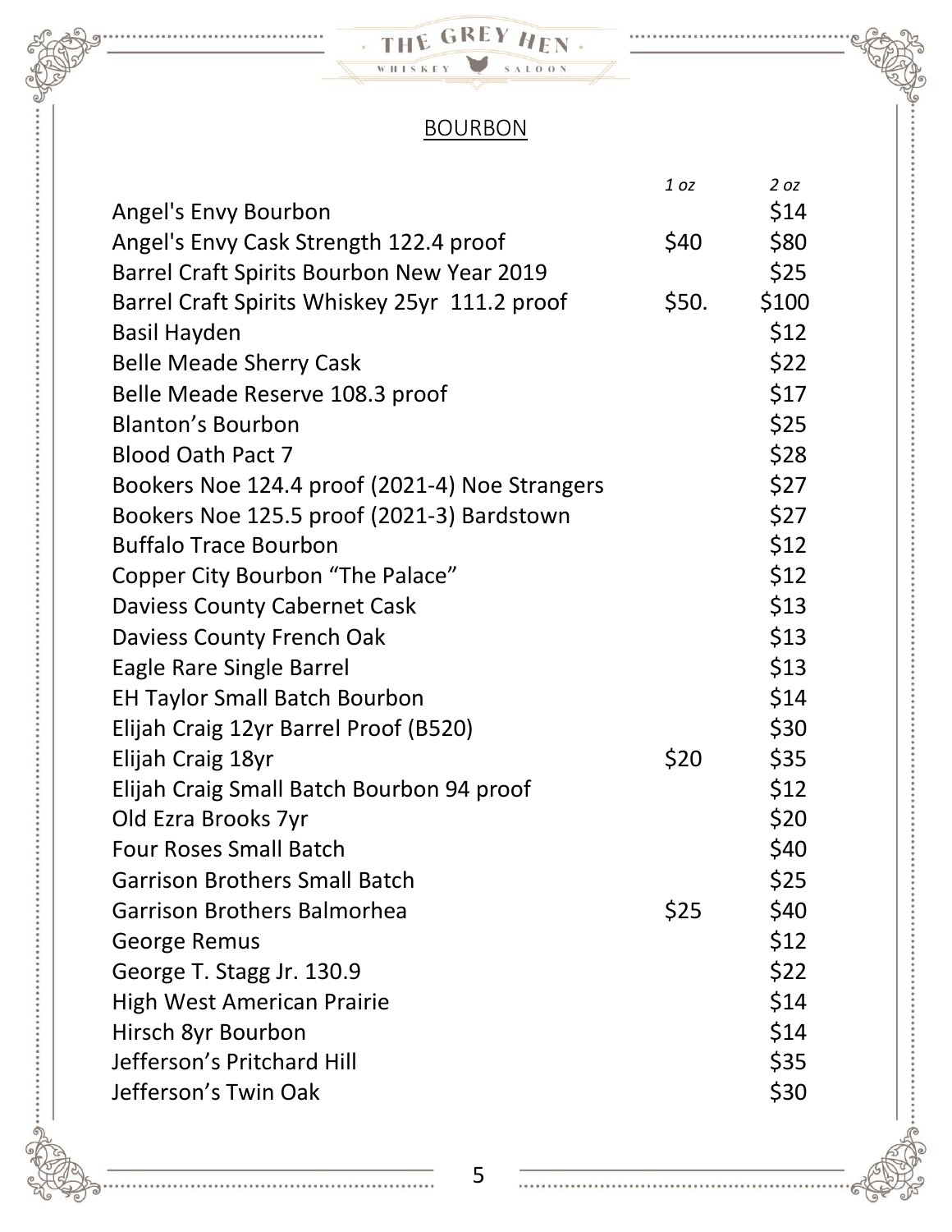## BOURBON

| | *1 oz* | *2 oz* |
|---|---|---|
| Angel's Envy Bourbon | | $14 |
| Angel's Envy Cask Strength 122.4 proof | $40 | $80 |
| Barrel Craft Spirits Bourbon New Year 2019 | | $25 |
| Barrel Craft Spirits Whiskey 25yr 111.2 proof | $50. | $100 |
| Basil Hayden | | $12 |
| Belle Meade Sherry Cask | | $22 |
| Belle Meade Reserve 108.3 proof | | $17 |
| Blanton's Bourbon | | $25 |
| Blood Oath Pact 7 | | $28 |
| Bookers Noe 124.4 proof (2021-4) Noe Strangers | | $27 |
| Bookers Noe 125.5 proof (2021-3) Bardstown | | $27 |
| Buffalo Trace Bourbon | | $12 |
| Copper City Bourbon "The Palace" | | $12 |
| Daviess County Cabernet Cask | | $13 |
| Daviess County French Oak | | $13 |
| Eagle Rare Single Barrel | | $13 |
| EH Taylor Small Batch Bourbon | | $14 |
| Elijah Craig 12yr Barrel Proof (B520) | | $30 |
| Elijah Craig 18yr | $20 | $35 |
| Elijah Craig Small Batch Bourbon 94 proof | | $12 |
| Old Ezra Brooks 7yr | | $20 |
| Four Roses Small Batch | | $40 |
| Garrison Brothers Small Batch | | $25 |
| Garrison Brothers Balmorhea | $25 | $40 |
| George Remus | | $12 |
| George T. Stagg Jr. 130.9 | | $22 |
| High West American Prairie | | $14 |
| Hirsch 8yr Bourbon | | $14 |
| Jefferson's Pritchard Hill | | $35 |
| Jefferson's Twin Oak | | $30 |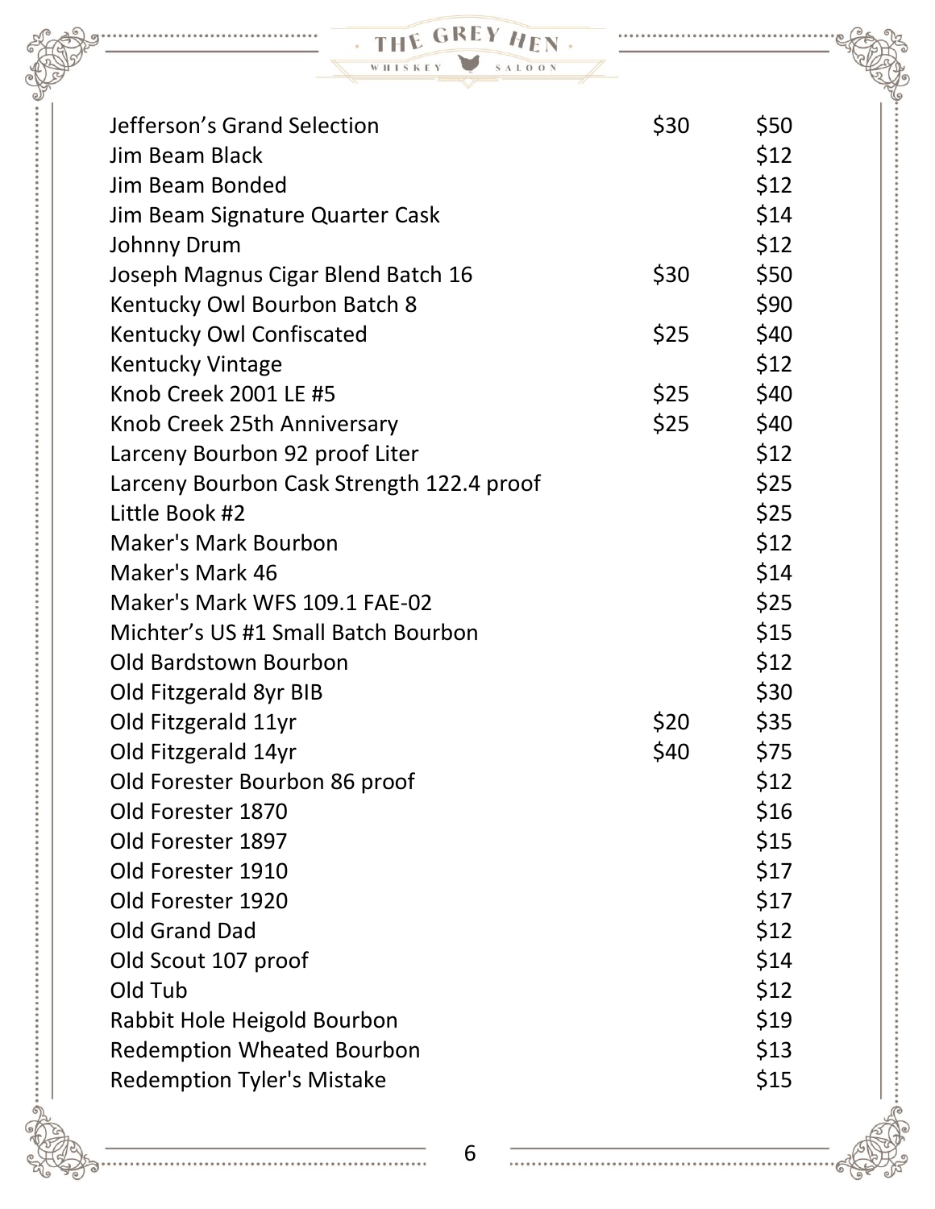| | | |
|---|---|---|
| Jefferson's Grand Selection | $30 | $50 |
| Jim Beam Black | | $12 |
| Jim Beam Bonded | | $12 |
| Jim Beam Signature Quarter Cask | | $14 |
| Johnny Drum | | $12 |
| Joseph Magnus Cigar Blend Batch 16 | $30 | $50 |
| Kentucky Owl Bourbon Batch 8 | | $90 |
| Kentucky Owl Confiscated | $25 | $40 |
| Kentucky Vintage | | $12 |
| Knob Creek 2001 LE #5 | $25 | $40 |
| Knob Creek 25th Anniversary | $25 | $40 |
| Larceny Bourbon 92 proof Liter | | $12 |
| Larceny Bourbon Cask Strength 122.4 proof | | $25 |
| Little Book #2 | | $25 |
| Maker's Mark Bourbon | | $12 |
| Maker's Mark 46 | | $14 |
| Maker's Mark WFS 109.1 FAE-02 | | $25 |
| Michter's US #1 Small Batch Bourbon | | $15 |
| Old Bardstown Bourbon | | $12 |
| Old Fitzgerald 8yr BIB | | $30 |
| Old Fitzgerald 11yr | $20 | $35 |
| Old Fitzgerald 14yr | $40 | $75 |
| Old Forester Bourbon 86 proof | | $12 |
| Old Forester 1870 | | $16 |
| Old Forester 1897 | | $15 |
| Old Forester 1910 | | $17 |
| Old Forester 1920 | | $17 |
| Old Grand Dad | | $12 |
| Old Scout 107 proof | | $14 |
| Old Tub | | $12 |
| Rabbit Hole Heigold Bourbon | | $19 |
| Redemption Wheated Bourbon | | $13 |
| Redemption Tyler's Mistake | | $15 |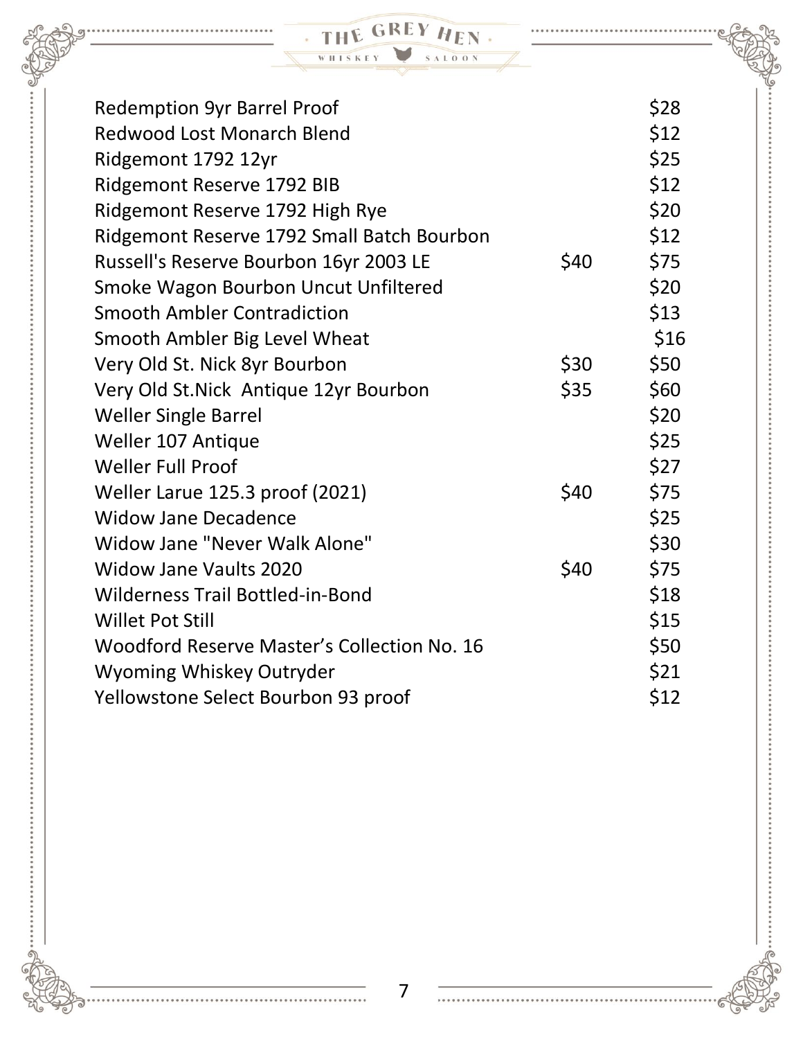| | | |
|---|---|---|
| Redemption 9yr Barrel Proof | | $28 |
| Redwood Lost Monarch Blend | | $12 |
| Ridgemont 1792 12yr | | $25 |
| Ridgemont Reserve 1792 BIB | | $12 |
| Ridgemont Reserve 1792 High Rye | | $20 |
| Ridgemont Reserve 1792 Small Batch Bourbon | | $12 |
| Russell's Reserve Bourbon 16yr 2003 LE | $40 | $75 |
| Smoke Wagon Bourbon Uncut Unfiltered | | $20 |
| Smooth Ambler Contradiction | | $13 |
| Smooth Ambler Big Level Wheat | | $16 |
| Very Old St. Nick 8yr Bourbon | $30 | $50 |
| Very Old St.Nick Antique 12yr Bourbon | $35 | $60 |
| Weller Single Barrel | | $20 |
| Weller 107 Antique | | $25 |
| Weller Full Proof | | $27 |
| Weller Larue 125.3 proof (2021) | $40 | $75 |
| Widow Jane Decadence | | $25 |
| Widow Jane "Never Walk Alone" | | $30 |
| Widow Jane Vaults 2020 | $40 | $75 |
| Wilderness Trail Bottled-in-Bond | | $18 |
| Willet Pot Still | | $15 |
| Woodford Reserve Master's Collection No. 16 | | $50 |
| Wyoming Whiskey Outryder | | $21 |
| Yellowstone Select Bourbon 93 proof | | $12 |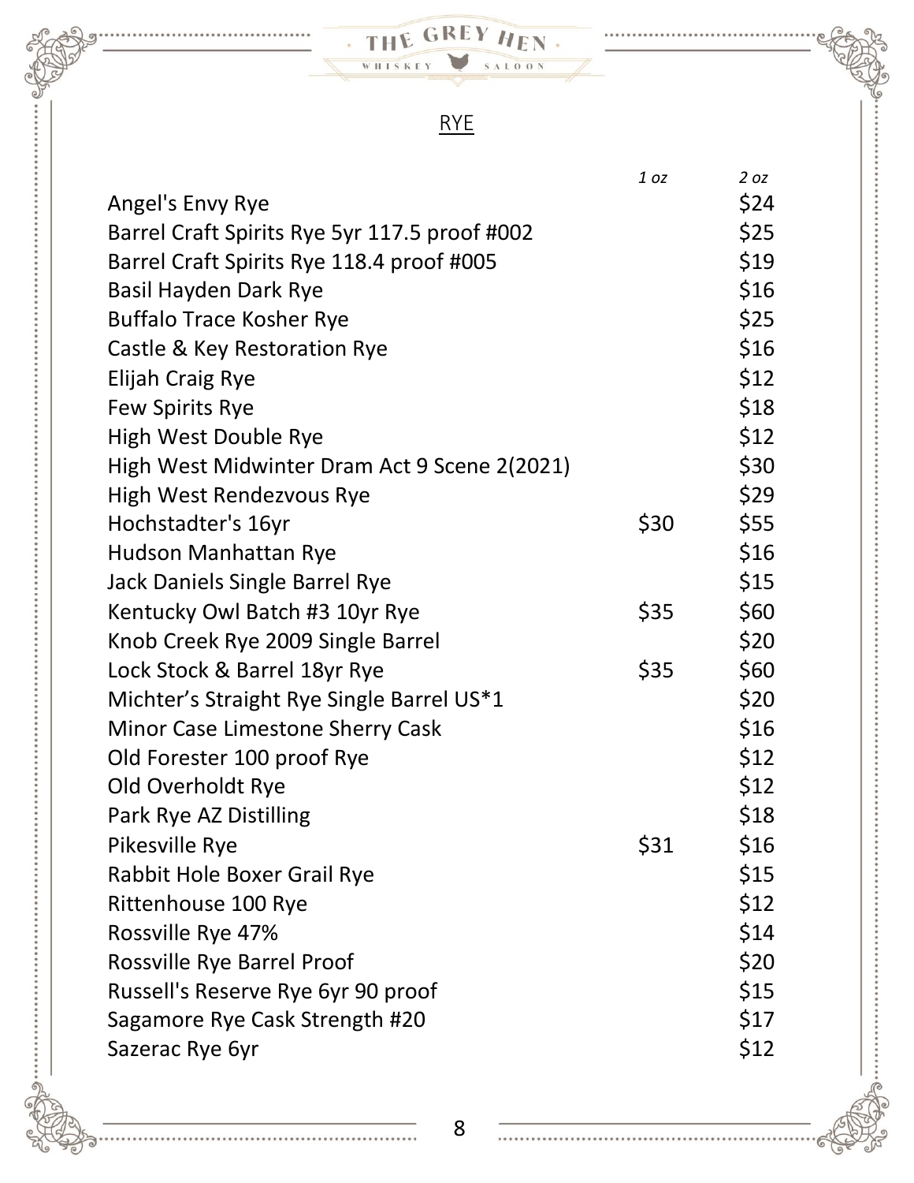## RYE

| | *1 oz* | *2 oz* |
|---|---|---|
| Angel's Envy Rye | | $24 |
| Barrel Craft Spirits Rye 5yr 117.5 proof #002 | | $25 |
| Barrel Craft Spirits Rye 118.4 proof #005 | | $19 |
| Basil Hayden Dark Rye | | $16 |
| Buffalo Trace Kosher Rye | | $25 |
| Castle & Key Restoration Rye | | $16 |
| Elijah Craig Rye | | $12 |
| Few Spirits Rye | | $18 |
| High West Double Rye | | $12 |
| High West Midwinter Dram Act 9 Scene 2(2021) | | $30 |
| High West Rendezvous Rye | | $29 |
| Hochstadter's 16yr | $30 | $55 |
| Hudson Manhattan Rye | | $16 |
| Jack Daniels Single Barrel Rye | | $15 |
| Kentucky Owl Batch #3 10yr Rye | $35 | $60 |
| Knob Creek Rye 2009 Single Barrel | | $20 |
| Lock Stock & Barrel 18yr Rye | $35 | $60 |
| Michter’s Straight Rye Single Barrel US*1 | | $20 |
| Minor Case Limestone Sherry Cask | | $16 |
| Old Forester 100 proof Rye | | $12 |
| Old Overholdt Rye | | $12 |
| Park Rye AZ Distilling | | $18 |
| Pikesville Rye | $31 | $16 |
| Rabbit Hole Boxer Grail Rye | | $15 |
| Rittenhouse 100 Rye | | $12 |
| Rossville Rye 47% | | $14 |
| Rossville Rye Barrel Proof | | $20 |
| Russell's Reserve Rye 6yr 90 proof | | $15 |
| Sagamore Rye Cask Strength #20 | | $17 |
| Sazerac Rye 6yr | | $12 |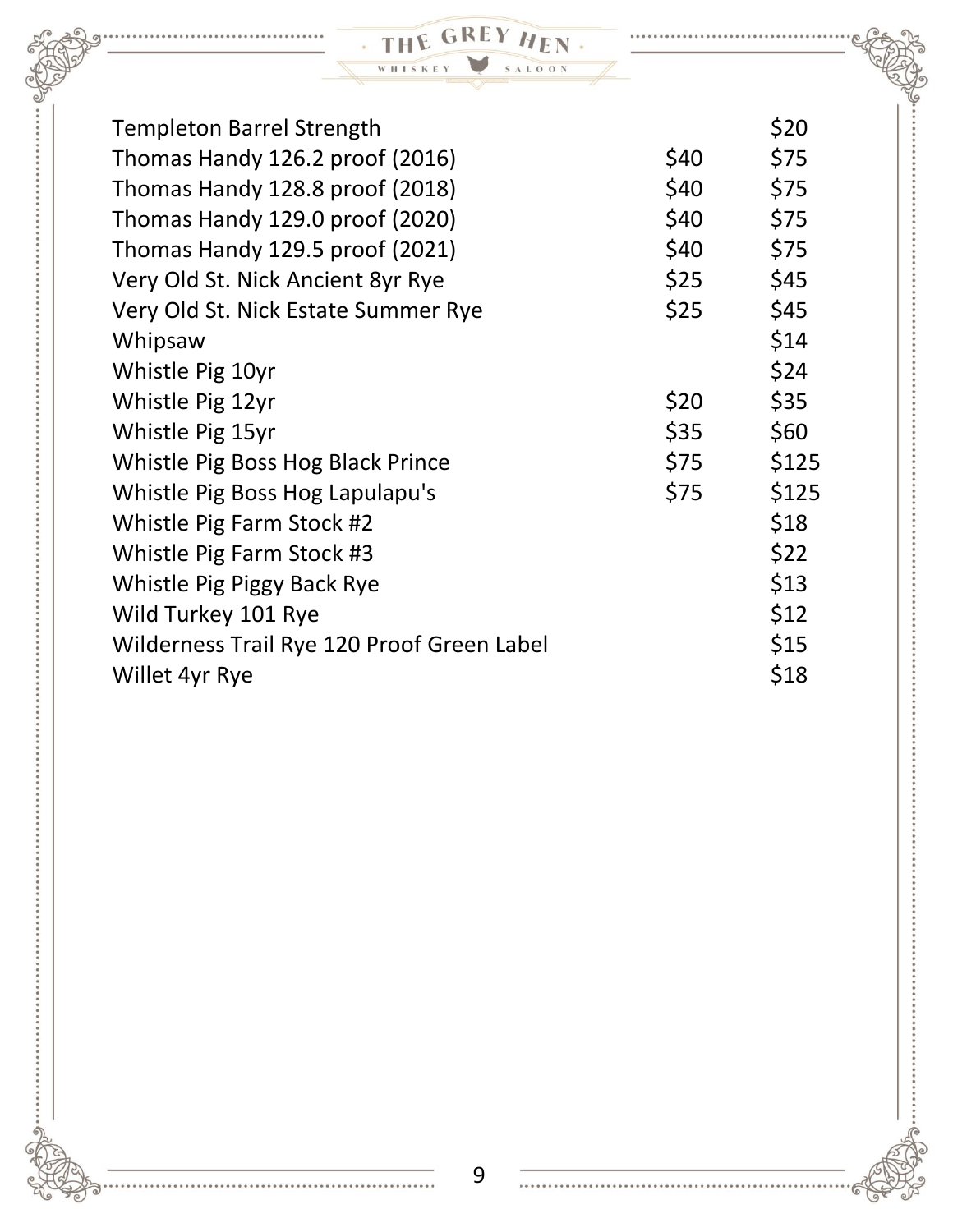| | | |
|---|---|---|
| Templeton Barrel Strength | | $20 |
| Thomas Handy 126.2 proof (2016) | $40 | $75 |
| Thomas Handy 128.8 proof (2018) | $40 | $75 |
| Thomas Handy 129.0 proof (2020) | $40 | $75 |
| Thomas Handy 129.5 proof (2021) | $40 | $75 |
| Very Old St. Nick Ancient 8yr Rye | $25 | $45 |
| Very Old St. Nick Estate Summer Rye | $25 | $45 |
| Whipsaw | | $14 |
| Whistle Pig 10yr | | $24 |
| Whistle Pig 12yr | $20 | $35 |
| Whistle Pig 15yr | $35 | $60 |
| Whistle Pig Boss Hog Black Prince | $75 | $125 |
| Whistle Pig Boss Hog Lapulapu's | $75 | $125 |
| Whistle Pig Farm Stock #2 | | $18 |
| Whistle Pig Farm Stock #3 | | $22 |
| Whistle Pig Piggy Back Rye | | $13 |
| Wild Turkey 101 Rye | | $12 |
| Wilderness Trail Rye 120 Proof Green Label | | $15 |
| Willet 4yr Rye | | $18 |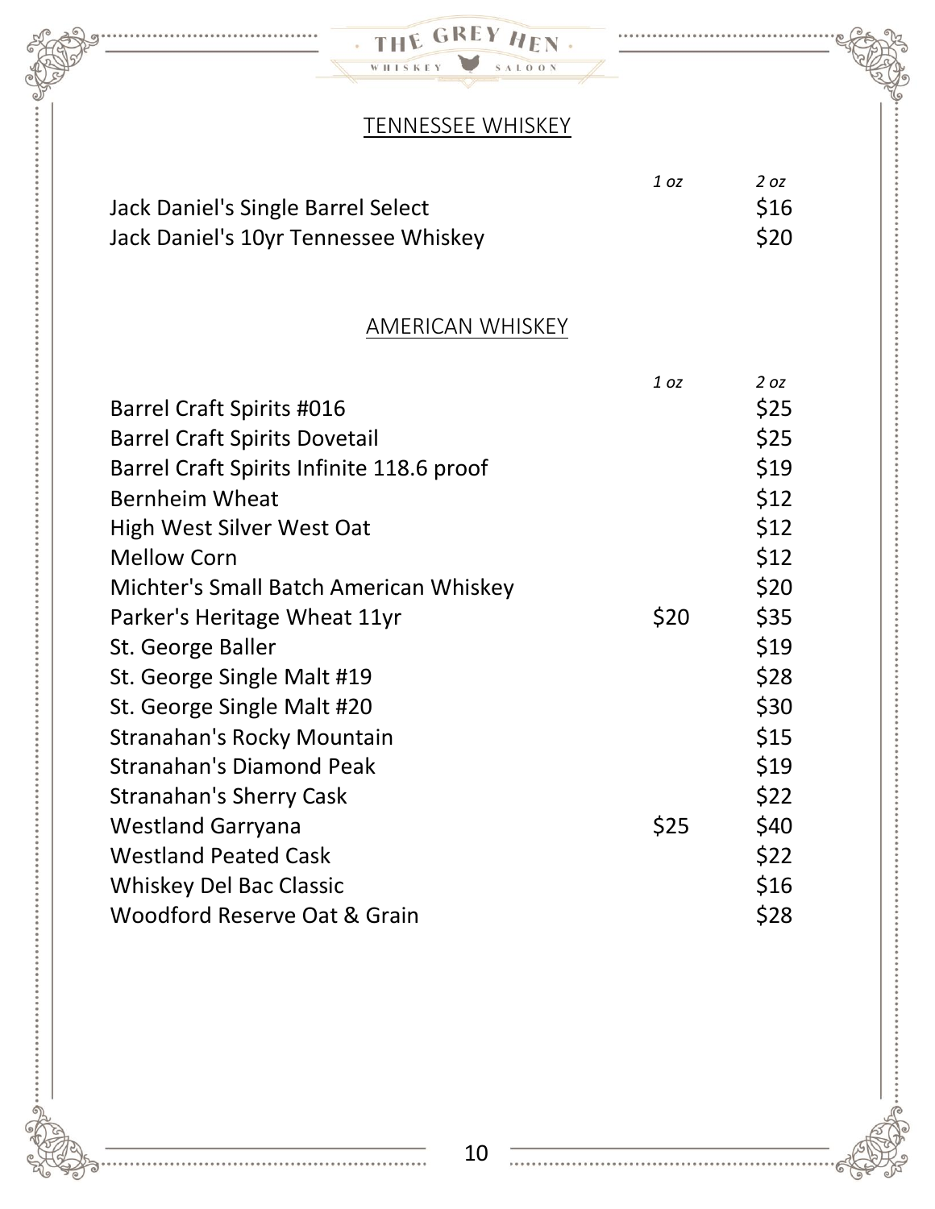## TENNESSEE WHISKEY

| | 1 oz | 2 oz |
|---|---|---|
| Jack Daniel's Single Barrel Select | | $16 |
| Jack Daniel's 10yr Tennessee Whiskey | | $20 |

## AMERICAN WHISKEY

| | 1 oz | 2 oz |
|---|---|---|
| Barrel Craft Spirits #016 | | $25 |
| Barrel Craft Spirits Dovetail | | $25 |
| Barrel Craft Spirits Infinite 118.6 proof | | $19 |
| Bernheim Wheat | | $12 |
| High West Silver West Oat | | $12 |
| Mellow Corn | | $12 |
| Michter's Small Batch American Whiskey | | $20 |
| Parker's Heritage Wheat 11yr | $20 | $35 |
| St. George Baller | | $19 |
| St. George Single Malt #19 | | $28 |
| St. George Single Malt #20 | | $30 |
| Stranahan's Rocky Mountain | | $15 |
| Stranahan's Diamond Peak | | $19 |
| Stranahan's Sherry Cask | | $22 |
| Westland Garryana | $25 | $40 |
| Westland Peated Cask | | $22 |
| Whiskey Del Bac Classic | | $16 |
| Woodford Reserve Oat & Grain | | $28 |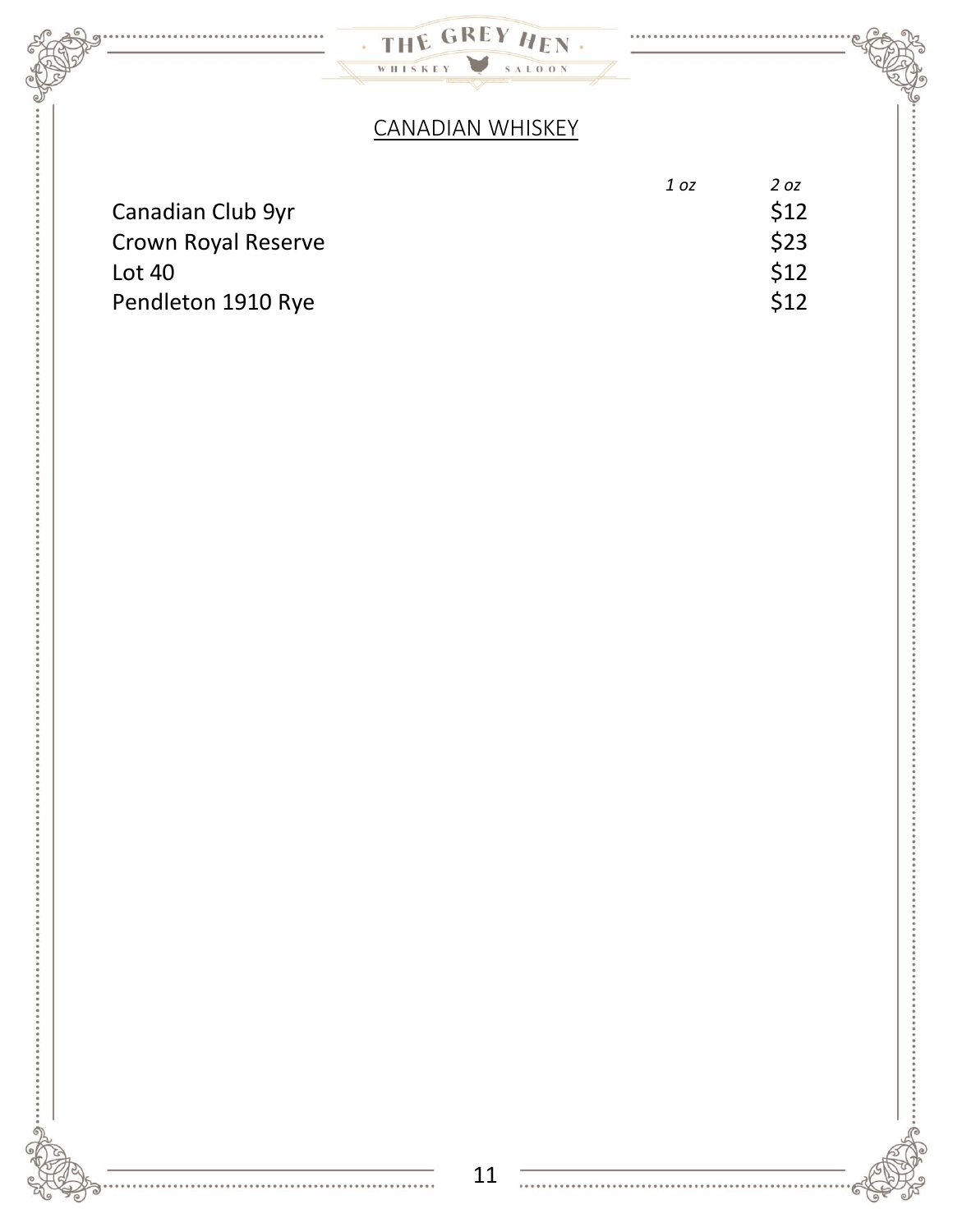## CANADIAN WHISKEY

| | *1 oz* | *2 oz* |
|---|---|---|
| Canadian Club 9yr | | $12 |
| Crown Royal Reserve | | $23 |
| Lot 40 | | $12 |
| Pendleton 1910 Rye | | $12 |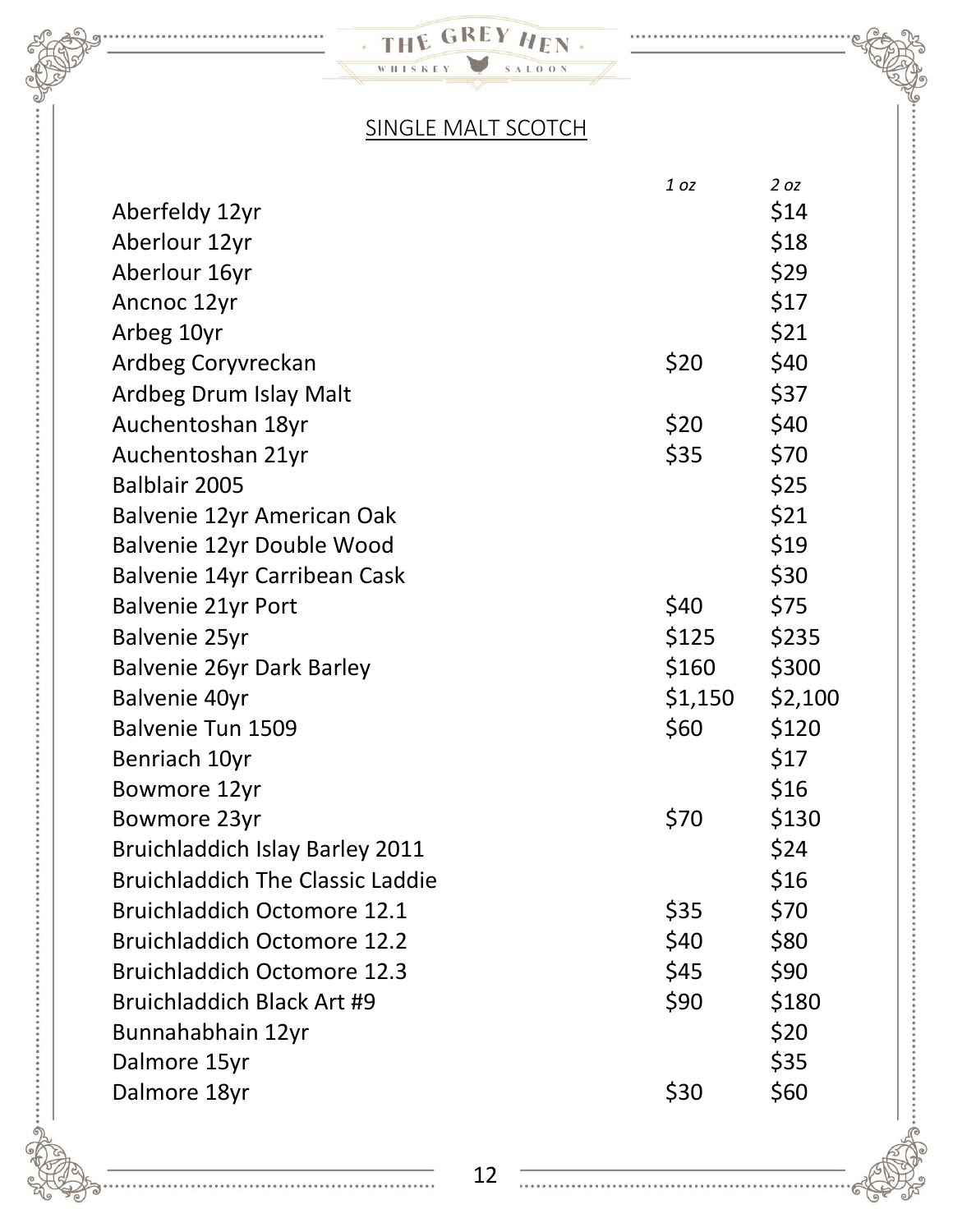## SINGLE MALT SCOTCH

| | *1 oz* | *2 oz* |
|---|---|---|
| Aberfeldy 12yr | | $14 |
| Aberlour 12yr | | $18 |
| Aberlour 16yr | | $29 |
| Ancnoc 12yr | | $17 |
| Arbeg 10yr | | $21 |
| Ardbeg Coryvreckan | $20 | $40 |
| Ardbeg Drum Islay Malt | | $37 |
| Auchentoshan 18yr | $20 | $40 |
| Auchentoshan 21yr | $35 | $70 |
| Balblair 2005 | | $25 |
| Balvenie 12yr American Oak | | $21 |
| Balvenie 12yr Double Wood | | $19 |
| Balvenie 14yr Carribean Cask | | $30 |
| Balvenie 21yr Port | $40 | $75 |
| Balvenie 25yr | $125 | $235 |
| Balvenie 26yr Dark Barley | $160 | $300 |
| Balvenie 40yr | $1,150 | $2,100 |
| Balvenie Tun 1509 | $60 | $120 |
| Benriach 10yr | | $17 |
| Bowmore 12yr | | $16 |
| Bowmore 23yr | $70 | $130 |
| Bruichladdich Islay Barley 2011 | | $24 |
| Bruichladdich The Classic Laddie | | $16 |
| Bruichladdich Octomore 12.1 | $35 | $70 |
| Bruichladdich Octomore 12.2 | $40 | $80 |
| Bruichladdich Octomore 12.3 | $45 | $90 |
| Bruichladdich Black Art #9 | $90 | $180 |
| Bunnahabhain 12yr | | $20 |
| Dalmore 15yr | | $35 |
| Dalmore 18yr | $30 | $60 |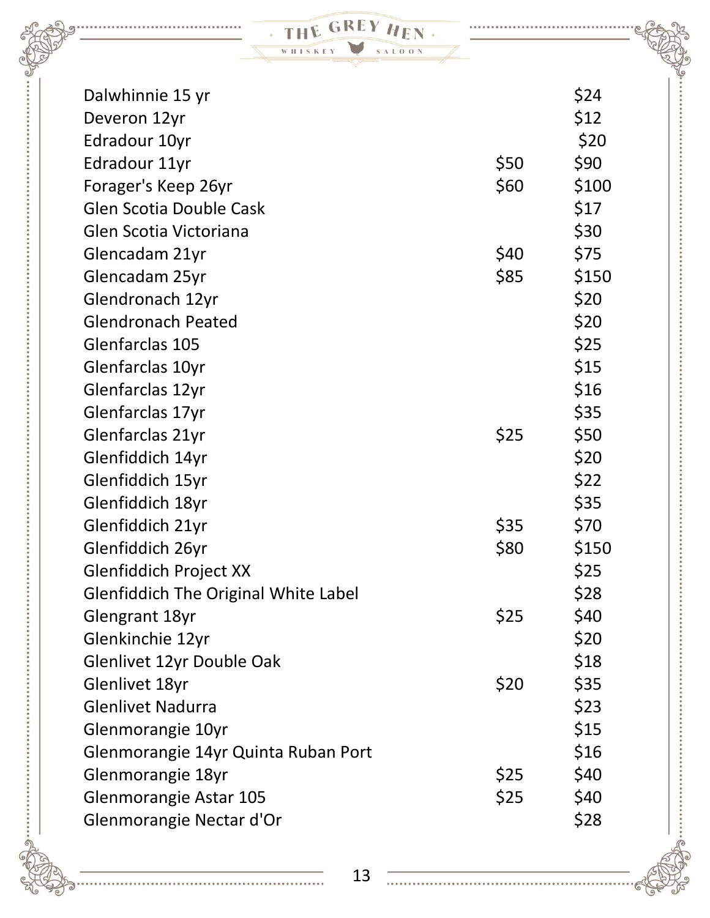| | | |
|---|---|---|
| Dalwhinnie 15 yr | | $24 |
| Deveron 12yr | | $12 |
| Edradour 10yr | | $20 |
| Edradour 11yr | $50 | $90 |
| Forager's Keep 26yr | $60 | $100 |
| Glen Scotia Double Cask | | $17 |
| Glen Scotia Victoriana | | $30 |
| Glencadam 21yr | $40 | $75 |
| Glencadam 25yr | $85 | $150 |
| Glendronach 12yr | | $20 |
| Glendronach Peated | | $20 |
| Glenfarclas 105 | | $25 |
| Glenfarclas 10yr | | $15 |
| Glenfarclas 12yr | | $16 |
| Glenfarclas 17yr | | $35 |
| Glenfarclas 21yr | $25 | $50 |
| Glenfiddich 14yr | | $20 |
| Glenfiddich 15yr | | $22 |
| Glenfiddich 18yr | | $35 |
| Glenfiddich 21yr | $35 | $70 |
| Glenfiddich 26yr | $80 | $150 |
| Glenfiddich Project XX | | $25 |
| Glenfiddich The Original White Label | | $28 |
| Glengrant 18yr | $25 | $40 |
| Glenkinchie 12yr | | $20 |
| Glenlivet 12yr Double Oak | | $18 |
| Glenlivet 18yr | $20 | $35 |
| Glenlivet Nadurra | | $23 |
| Glenmorangie 10yr | | $15 |
| Glenmorangie 14yr Quinta Ruban Port | | $16 |
| Glenmorangie 18yr | $25 | $40 |
| Glenmorangie Astar 105 | $25 | $40 |
| Glenmorangie Nectar d'Or | | $28 |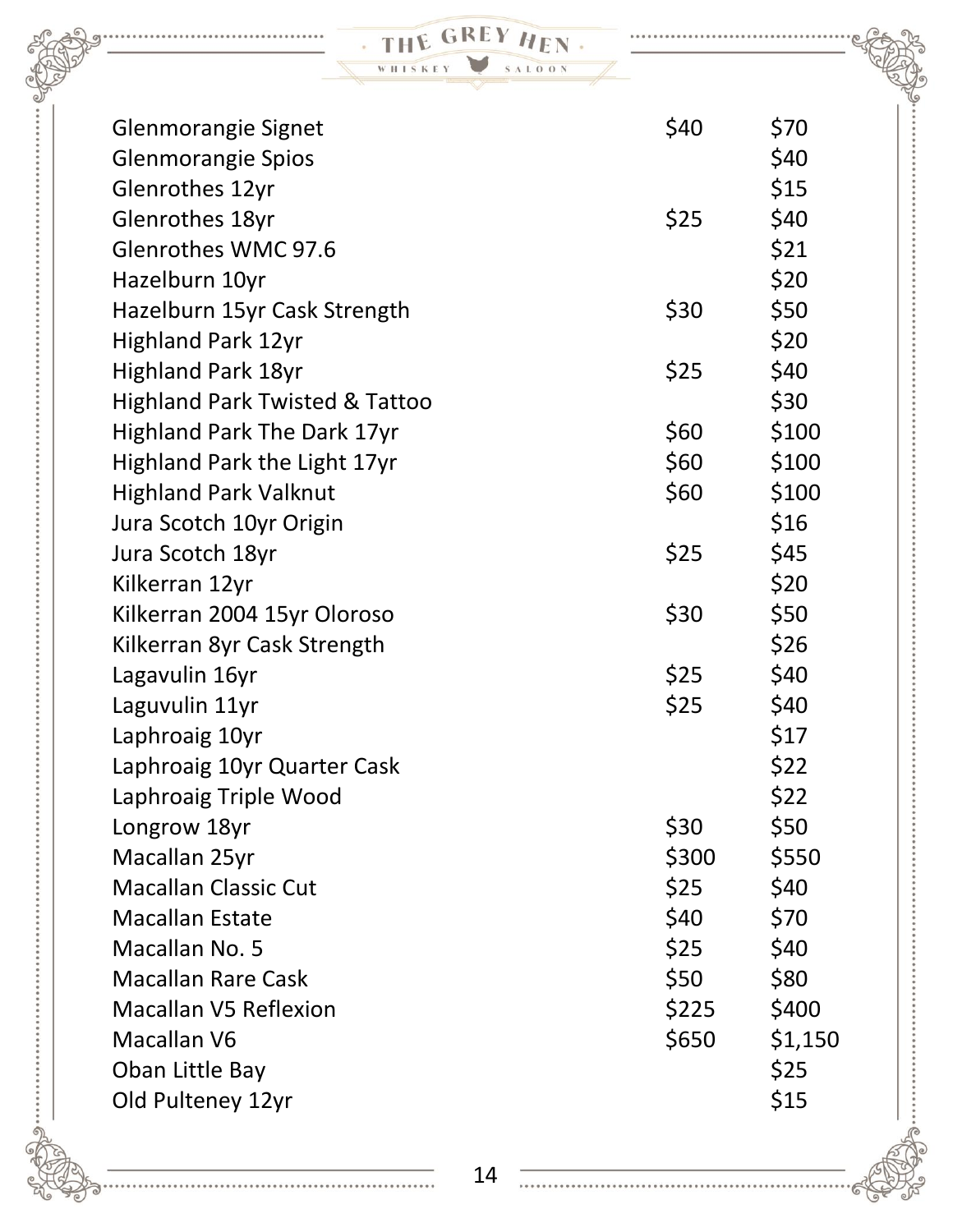| | | |
|---|---|---|
| Glenmorangie Signet | $40 | $70 |
| Glenmorangie Spios | | $40 |
| Glenrothes 12yr | | $15 |
| Glenrothes 18yr | $25 | $40 |
| Glenrothes WMC 97.6 | | $21 |
| Hazelburn 10yr | | $20 |
| Hazelburn 15yr Cask Strength | $30 | $50 |
| Highland Park 12yr | | $20 |
| Highland Park 18yr | $25 | $40 |
| Highland Park Twisted & Tattoo | | $30 |
| Highland Park The Dark 17yr | $60 | $100 |
| Highland Park the Light 17yr | $60 | $100 |
| Highland Park Valknut | $60 | $100 |
| Jura Scotch 10yr Origin | | $16 |
| Jura Scotch 18yr | $25 | $45 |
| Kilkerran 12yr | | $20 |
| Kilkerran 2004 15yr Oloroso | $30 | $50 |
| Kilkerran 8yr Cask Strength | | $26 |
| Lagavulin 16yr | $25 | $40 |
| Laguvulin 11yr | $25 | $40 |
| Laphroaig 10yr | | $17 |
| Laphroaig 10yr Quarter Cask | | $22 |
| Laphroaig Triple Wood | | $22 |
| Longrow 18yr | $30 | $50 |
| Macallan 25yr | $300 | $550 |
| Macallan Classic Cut | $25 | $40 |
| Macallan Estate | $40 | $70 |
| Macallan No. 5 | $25 | $40 |
| Macallan Rare Cask | $50 | $80 |
| Macallan V5 Reflexion | $225 | $400 |
| Macallan V6 | $650 | $1,150 |
| Oban Little Bay | | $25 |
| Old Pulteney 12yr | | $15 |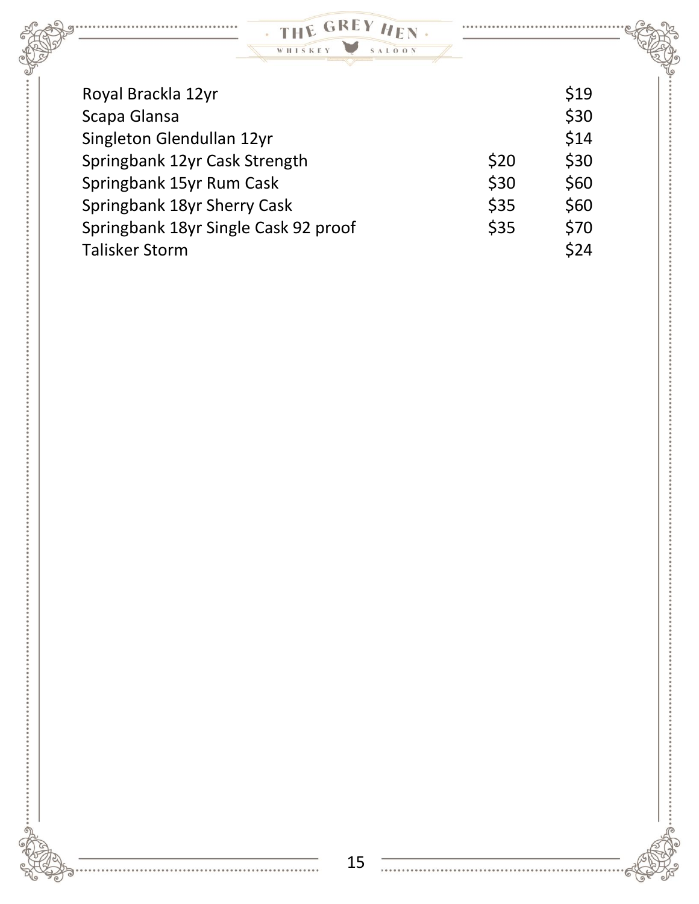| | | |
|---|---|---|
| Royal Brackla 12yr | | $19 |
| Scapa Glansa | | $30 |
| Singleton Glendullan 12yr | | $14 |
| Springbank 12yr Cask Strength | $20 | $30 |
| Springbank 15yr Rum Cask | $30 | $60 |
| Springbank 18yr Sherry Cask | $35 | $60 |
| Springbank 18yr Single Cask 92 proof | $35 | $70 |
| Talisker Storm | | $24 |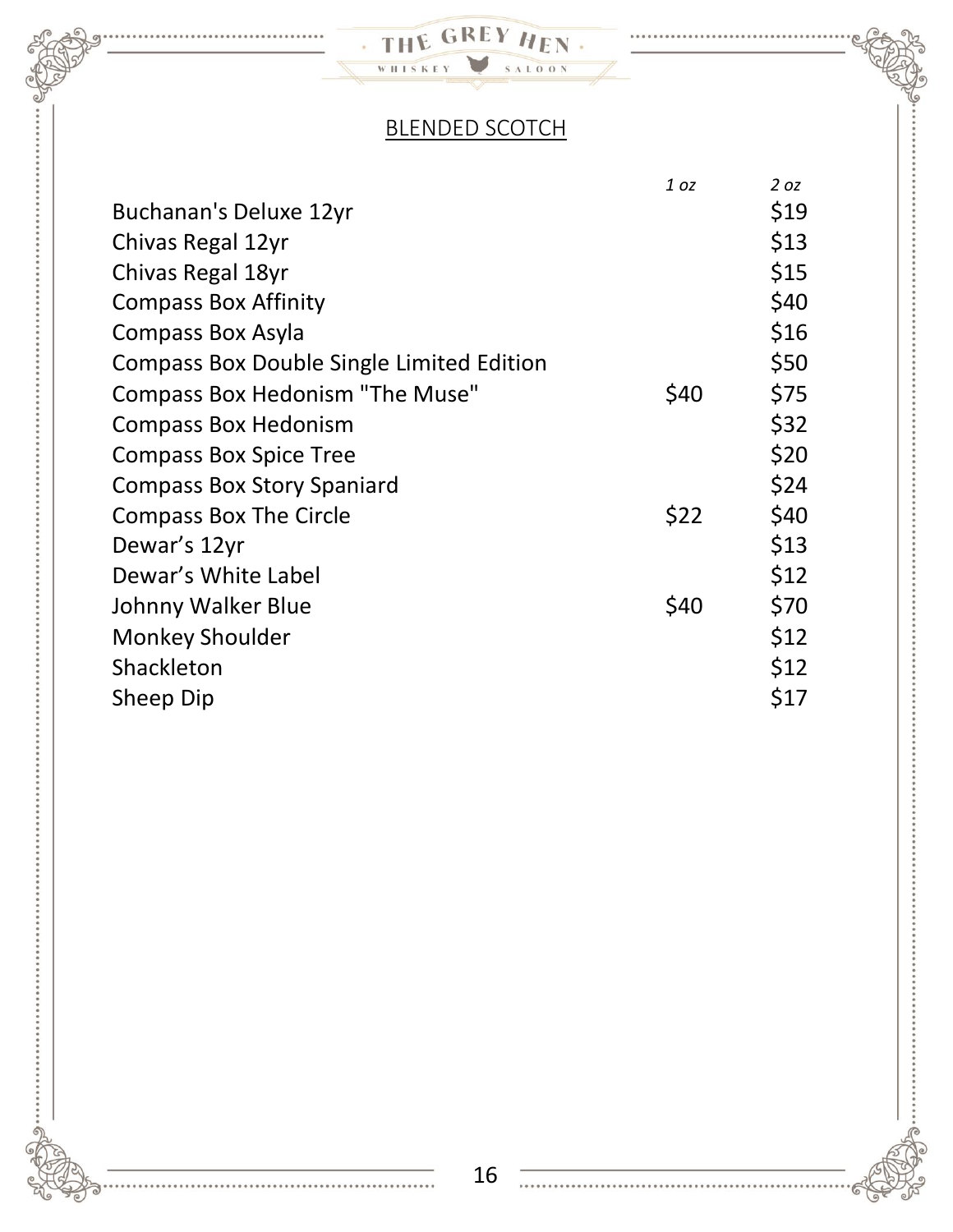## BLENDED SCOTCH

| | *1 oz* | *2 oz* |
|---|---|---|
| Buchanan's Deluxe 12yr | | $19 |
| Chivas Regal 12yr | | $13 |
| Chivas Regal 18yr | | $15 |
| Compass Box Affinity | | $40 |
| Compass Box Asyla | | $16 |
| Compass Box Double Single Limited Edition | | $50 |
| Compass Box Hedonism "The Muse" | $40 | $75 |
| Compass Box Hedonism | | $32 |
| Compass Box Spice Tree | | $20 |
| Compass Box Story Spaniard | | $24 |
| Compass Box The Circle | $22 | $40 |
| Dewar's 12yr | | $13 |
| Dewar's White Label | | $12 |
| Johnny Walker Blue | $40 | $70 |
| Monkey Shoulder | | $12 |
| Shackleton | | $12 |
| Sheep Dip | | $17 |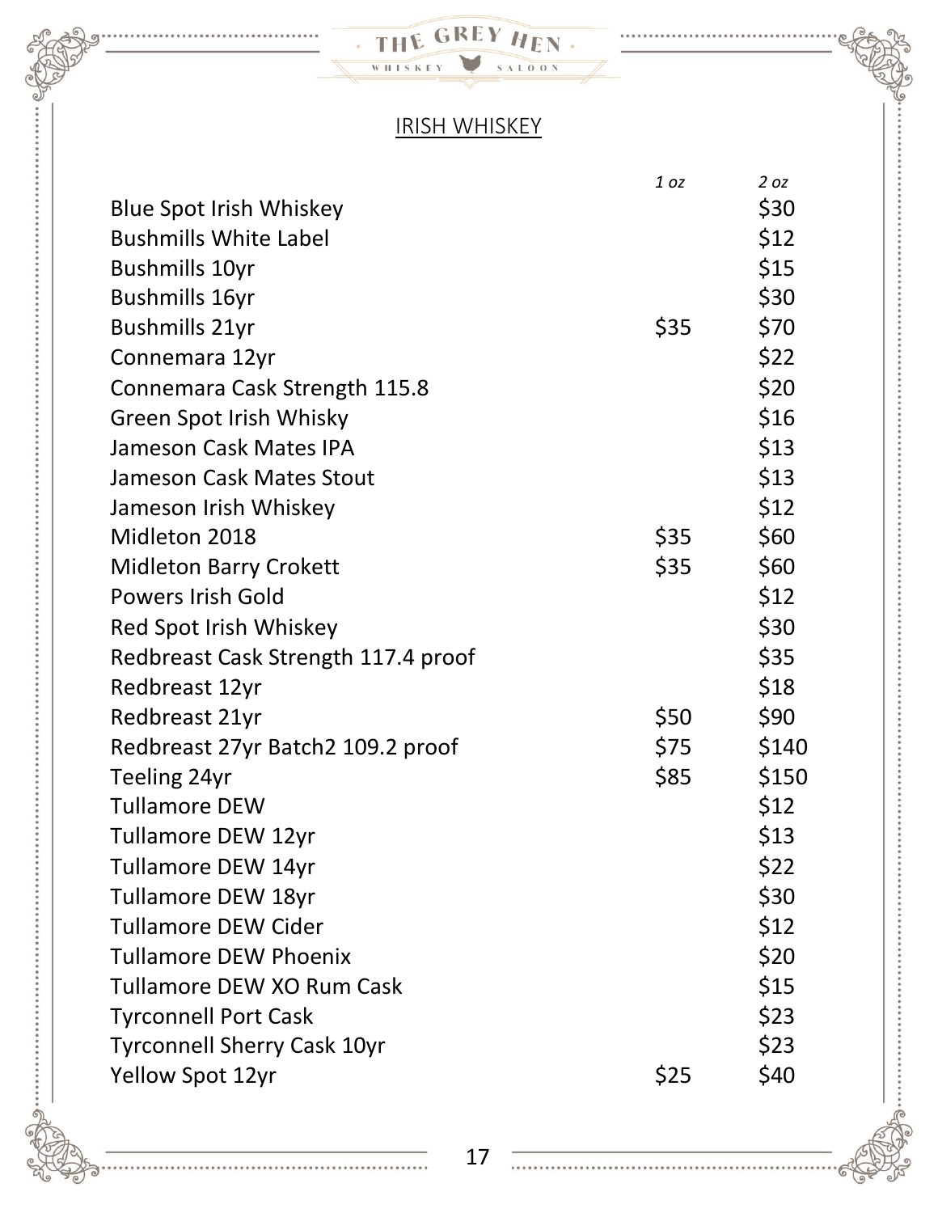## IRISH WHISKEY

| | 1 oz | 2 oz |
|---|---|---|
| Blue Spot Irish Whiskey | | $30 |
| Bushmills White Label | | $12 |
| Bushmills 10yr | | $15 |
| Bushmills 16yr | | $30 |
| Bushmills 21yr | $35 | $70 |
| Connemara 12yr | | $22 |
| Connemara Cask Strength 115.8 | | $20 |
| Green Spot Irish Whisky | | $16 |
| Jameson Cask Mates IPA | | $13 |
| Jameson Cask Mates Stout | | $13 |
| Jameson Irish Whiskey | | $12 |
| Midleton 2018 | $35 | $60 |
| Midleton Barry Crokett | $35 | $60 |
| Powers Irish Gold | | $12 |
| Red Spot Irish Whiskey | | $30 |
| Redbreast Cask Strength 117.4 proof | | $35 |
| Redbreast 12yr | | $18 |
| Redbreast 21yr | $50 | $90 |
| Redbreast 27yr Batch2 109.2 proof | $75 | $140 |
| Teeling 24yr | $85 | $150 |
| Tullamore DEW | | $12 |
| Tullamore DEW 12yr | | $13 |
| Tullamore DEW 14yr | | $22 |
| Tullamore DEW 18yr | | $30 |
| Tullamore DEW Cider | | $12 |
| Tullamore DEW Phoenix | | $20 |
| Tullamore DEW XO Rum Cask | | $15 |
| Tyrconnell Port Cask | | $23 |
| Tyrconnell Sherry Cask 10yr | | $23 |
| Yellow Spot 12yr | $25 | $40 |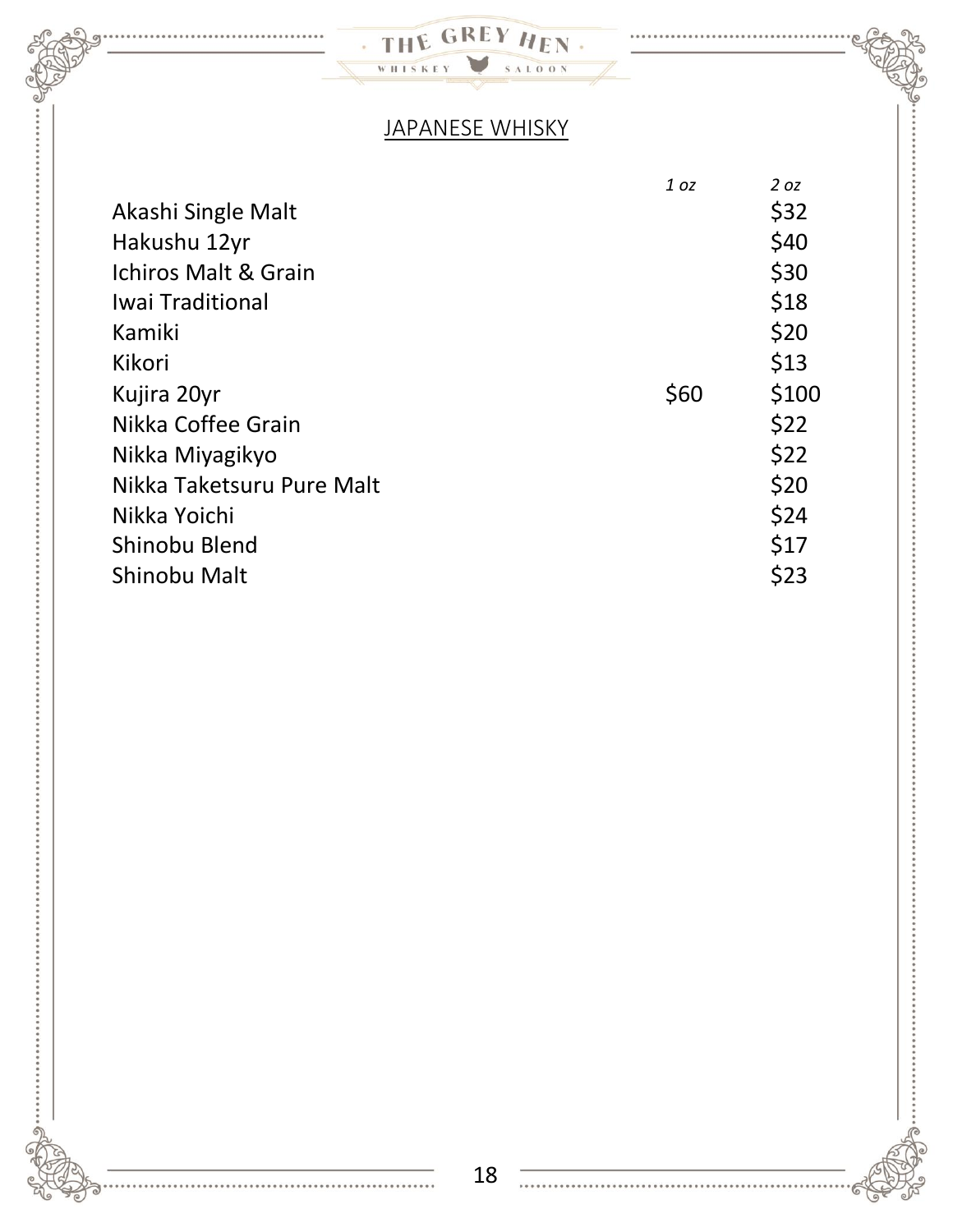## JAPANESE WHISKY

| | *1 oz* | *2 oz* |
|---|---|---|
| Akashi Single Malt | | $32 |
| Hakushu 12yr | | $40 |
| Ichiros Malt & Grain | | $30 |
| Iwai Traditional | | $18 |
| Kamiki | | $20 |
| Kikori | | $13 |
| Kujira 20yr | $60 | $100 |
| Nikka Coffee Grain | | $22 |
| Nikka Miyagikyo | | $22 |
| Nikka Taketsuru Pure Malt | | $20 |
| Nikka Yoichi | | $24 |
| Shinobu Blend | | $17 |
| Shinobu Malt | | $23 |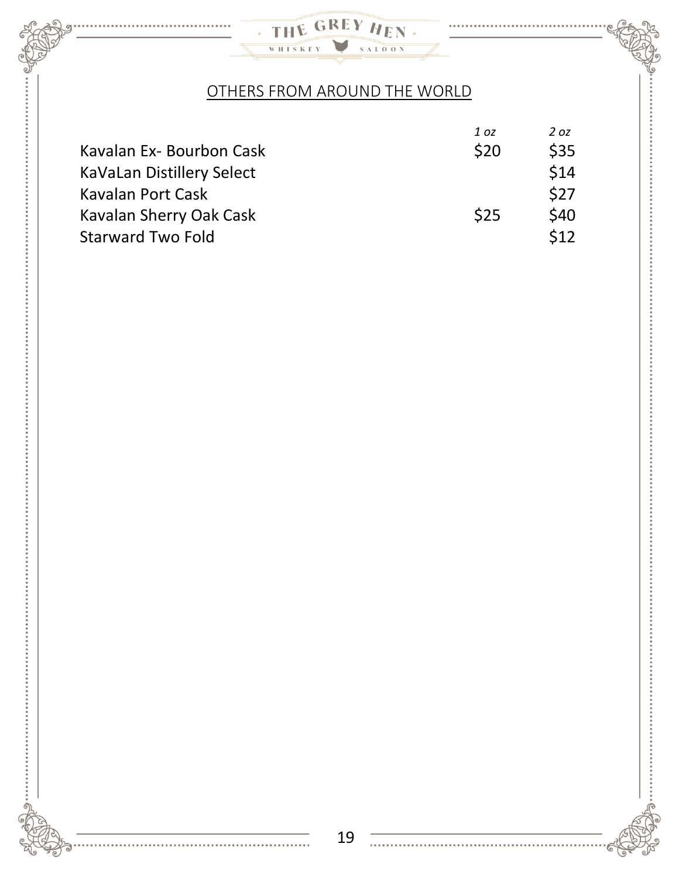## OTHERS FROM AROUND THE WORLD

| | *1 oz* | *2 oz* |
|---|---|---|
| Kavalan Ex- Bourbon Cask | $20 | $35 |
| KaVaLan Distillery Select | | $14 |
| Kavalan Port Cask | | $27 |
| Kavalan Sherry Oak Cask | $25 | $40 |
| Starward Two Fold | | $12 |